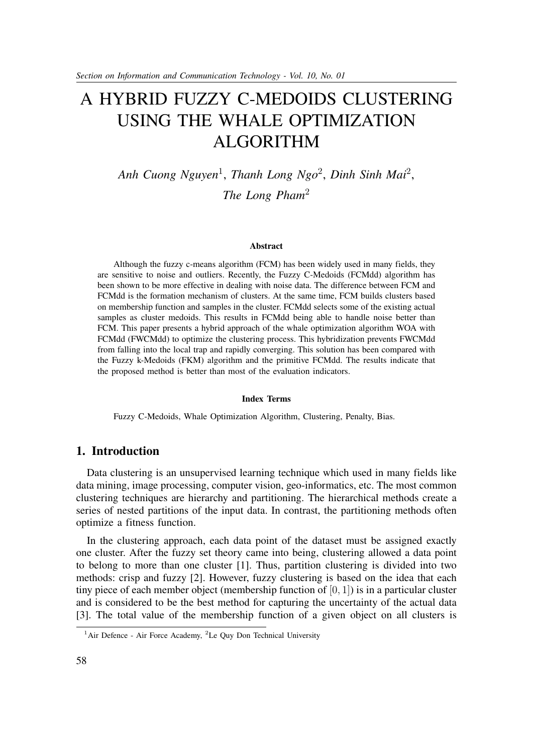# A HYBRID FUZZY C-MEDOIDS CLUSTERING USING THE WHALE OPTIMIZATION ALGORITHM

*Anh Cuong Nguyen*[1], *Thanh Long Ngo*[2], *Dinh Sinh Mai*[2], *The Long Pham*[2]

**Abstract**

Although the fuzzy c-means algorithm (FCM) has been widely used in many fields, they are sensitive to noise and outliers. Recently, the Fuzzy C-Medoids (FCMdd) algorithm has been shown to be more effective in dealing with noise data. The difference between FCM and FCMdd is the formation mechanism of clusters. At the same time, FCM builds clusters based on membership function and samples in the cluster. FCMdd selects some of the existing actual samples as cluster medoids. This results in FCMdd being able to handle noise better than FCM. This paper presents a hybrid approach of the whale optimization algorithm WOA with FCMdd (FWCMdd) to optimize the clustering process. This hybridization prevents FWCMdd from falling into the local trap and rapidly converging. This solution has been compared with the Fuzzy k-Medoids (FKM) algorithm and the primitive FCMdd. The results indicate that the proposed method is better than most of the evaluation indicators.

**Index Terms**

Fuzzy C-Medoids, Whale Optimization Algorithm, Clustering, Penalty, Bias.

## 1. Introduction

Data clustering is an unsupervised learning technique which used in many fields like data mining, image processing, computer vision, geo-informatics, etc. The most common clustering techniques are hierarchy and partitioning. The hierarchical methods create a series of nested partitions of the input data. In contrast, the partitioning methods often optimize a fitness function.

In the clustering approach, each data point of the dataset must be assigned exactly one cluster. After the fuzzy set theory came into being, clustering allowed a data point to belong to more than one cluster [1]. Thus, partition clustering is divided into two methods: crisp and fuzzy [2]. However, fuzzy clustering is based on the idea that each tiny piece of each member object (membership function of $[0, 1]$) is in a particular cluster and is considered to be the best method for capturing the uncertainty of the actual data [3]. The total value of the membership function of a given object on all clusters is

[1]Air Defence - Air Force Academy, [2]Le Quy Don Technical University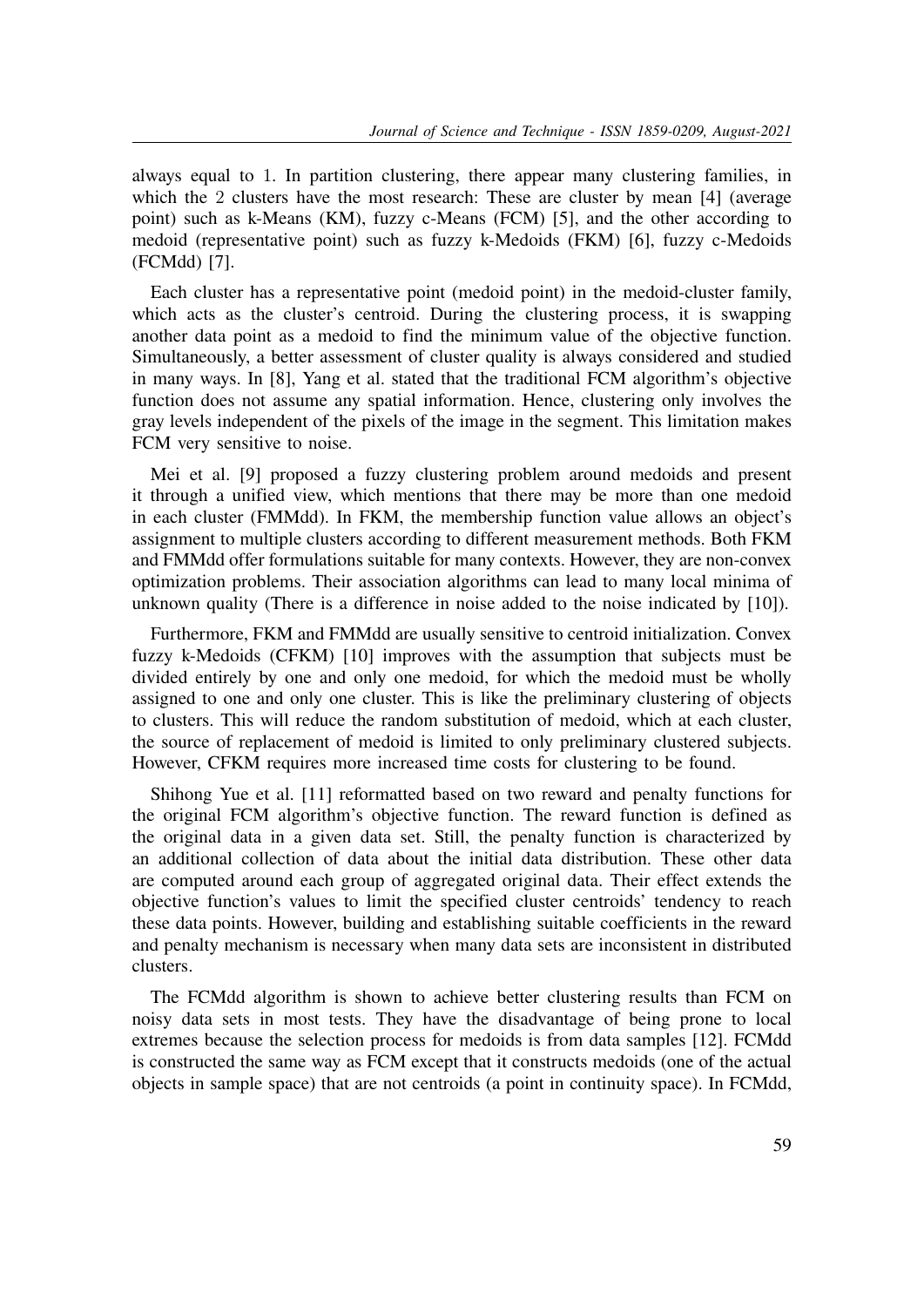always equal to 1. In partition clustering, there appear many clustering families, in which the 2 clusters have the most research: These are cluster by mean [4] (average point) such as k-Means (KM), fuzzy c-Means (FCM) [5], and the other according to medoid (representative point) such as fuzzy k-Medoids (FKM) [6], fuzzy c-Medoids (FCMdd) [7].

Each cluster has a representative point (medoid point) in the medoid-cluster family, which acts as the cluster's centroid. During the clustering process, it is swapping another data point as a medoid to find the minimum value of the objective function. Simultaneously, a better assessment of cluster quality is always considered and studied in many ways. In [8], Yang et al. stated that the traditional FCM algorithm's objective function does not assume any spatial information. Hence, clustering only involves the gray levels independent of the pixels of the image in the segment. This limitation makes FCM very sensitive to noise.

Mei et al. [9] proposed a fuzzy clustering problem around medoids and present it through a unified view, which mentions that there may be more than one medoid in each cluster (FMMdd). In FKM, the membership function value allows an object's assignment to multiple clusters according to different measurement methods. Both FKM and FMMdd offer formulations suitable for many contexts. However, they are non-convex optimization problems. Their association algorithms can lead to many local minima of unknown quality (There is a difference in noise added to the noise indicated by [10]).

Furthermore, FKM and FMMdd are usually sensitive to centroid initialization. Convex fuzzy k-Medoids (CFKM) [10] improves with the assumption that subjects must be divided entirely by one and only one medoid, for which the medoid must be wholly assigned to one and only one cluster. This is like the preliminary clustering of objects to clusters. This will reduce the random substitution of medoid, which at each cluster, the source of replacement of medoid is limited to only preliminary clustered subjects. However, CFKM requires more increased time costs for clustering to be found.

Shihong Yue et al. [11] reformatted based on two reward and penalty functions for the original FCM algorithm's objective function. The reward function is defined as the original data in a given data set. Still, the penalty function is characterized by an additional collection of data about the initial data distribution. These other data are computed around each group of aggregated original data. Their effect extends the objective function's values to limit the specified cluster centroids' tendency to reach these data points. However, building and establishing suitable coefficients in the reward and penalty mechanism is necessary when many data sets are inconsistent in distributed clusters.

The FCMdd algorithm is shown to achieve better clustering results than FCM on noisy data sets in most tests. They have the disadvantage of being prone to local extremes because the selection process for medoids is from data samples [12]. FCMdd is constructed the same way as FCM except that it constructs medoids (one of the actual objects in sample space) that are not centroids (a point in continuity space). In FCMdd,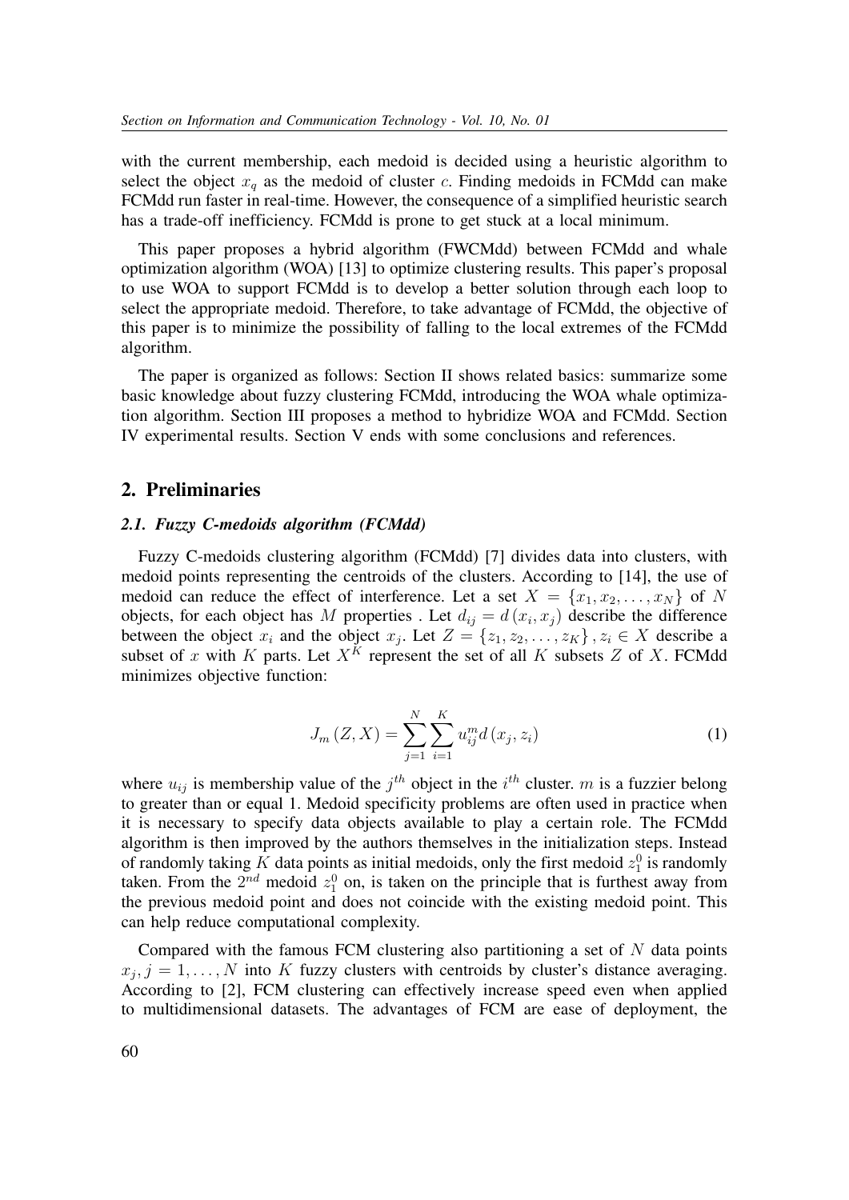with the current membership, each medoid is decided using a heuristic algorithm to select the object $x_q$ as the medoid of cluster $c$. Finding medoids in FCMdd can make FCMdd run faster in real-time. However, the consequence of a simplified heuristic search has a trade-off inefficiency. FCMdd is prone to get stuck at a local minimum.

This paper proposes a hybrid algorithm (FWCMdd) between FCMdd and whale optimization algorithm (WOA) [13] to optimize clustering results. This paper's proposal to use WOA to support FCMdd is to develop a better solution through each loop to select the appropriate medoid. Therefore, to take advantage of FCMdd, the objective of this paper is to minimize the possibility of falling to the local extremes of the FCMdd algorithm.

The paper is organized as follows: Section II shows related basics: summarize some basic knowledge about fuzzy clustering FCMdd, introducing the WOA whale optimization algorithm. Section III proposes a method to hybridize WOA and FCMdd. Section IV experimental results. Section V ends with some conclusions and references.

## 2. Preliminaries

### *2.1. Fuzzy C-medoids algorithm (FCMdd)*

Fuzzy C-medoids clustering algorithm (FCMdd) [7] divides data into clusters, with medoid points representing the centroids of the clusters. According to [14], the use of medoid can reduce the effect of interference. Let a set $X = \{x_1, x_2, \ldots, x_N\}$ of $N$ objects, for each object has $M$ properties . Let $d_{ij} = d(x_i, x_j)$ describe the difference between the object $x_i$ and the object $x_j$. Let $Z = \{z_1, z_2, \ldots, z_K\}, z_i \in X$ describe a subset of $x$ with $K$ parts. Let $X^K$ represent the set of all $K$ subsets $Z$ of $X$. FCMdd minimizes objective function:

$$J_m(Z, X) = \sum_{j=1}^{N} \sum_{i=1}^{K} u_{ij}^m d(x_j, z_i) \tag{1}$$

where $u_{ij}$ is membership value of the $j^{th}$ object in the $i^{th}$ cluster. $m$ is a fuzzier belong to greater than or equal 1. Medoid specificity problems are often used in practice when it is necessary to specify data objects available to play a certain role. The FCMdd algorithm is then improved by the authors themselves in the initialization steps. Instead of randomly taking $K$ data points as initial medoids, only the first medoid $z_1^0$ is randomly taken. From the $2^{nd}$ medoid $z_1^0$ on, is taken on the principle that is furthest away from the previous medoid point and does not coincide with the existing medoid point. This can help reduce computational complexity.

Compared with the famous FCM clustering also partitioning a set of $N$ data points $x_j, j = 1, \ldots, N$ into $K$ fuzzy clusters with centroids by cluster's distance averaging. According to [2], FCM clustering can effectively increase speed even when applied to multidimensional datasets. The advantages of FCM are ease of deployment, the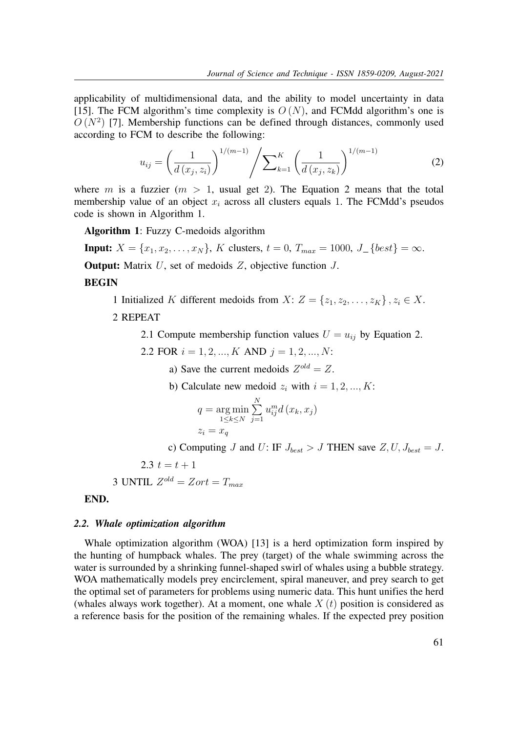applicability of multidimensional data, and the ability to model uncertainty in data [15]. The FCM algorithm's time complexity is $O(N)$, and FCMdd algorithm's one is $O(N^2)$ [7]. Membership functions can be defined through distances, commonly used according to FCM to describe the following:

$$u_{ij} = \left(\frac{1}{d(x_j, z_i)}\right)^{1/(m-1)} \bigg/ \sum_{k=1}^{K} \left(\frac{1}{d(x_j, z_k)}\right)^{1/(m-1)} \tag{2}$$

where $m$ is a fuzzier ($m > 1$, usual get 2). The Equation 2 means that the total membership value of an object $x_i$ across all clusters equals 1. The FCMdd's pseudos code is shown in Algorithm 1.

**Algorithm 1**: Fuzzy C-medoids algorithm

**Input:** $X = \{x_1, x_2, \ldots, x_N\}$, $K$ clusters, $t = 0$, $T_{max} = 1000$, $J\_\{best\} = \infty$.

**Output:** Matrix $U$, set of medoids $Z$, objective function $J$.

**BEGIN**

1 Initialized $K$ different medoids from $X$: $Z = \{z_1, z_2, \ldots, z_K\}, z_i \in X$.

2 REPEAT

2.1 Compute membership function values $U = u_{ij}$ by Equation 2.

2.2 FOR $i = 1, 2, ..., K$ AND $j = 1, 2, ..., N$:

a) Save the current medoids $Z^{old} = Z$.

b) Calculate new medoid $z_i$ with $i = 1, 2, ..., K$:

$$q = \arg\min_{1 \le k \le N} \sum_{j=1}^{N} u_{ij}^{m} d(x_k, x_j)$$

$$z_i = x_q$$

c) Computing $J$ and $U$: IF $J_{best} > J$ THEN save $Z, U, J_{best} = J$.

2.3 $t = t + 1$

3 UNTIL $Z^{old} = Zort = T_{max}$

**END.**

### *2.2. Whale optimization algorithm*

Whale optimization algorithm (WOA) [13] is a herd optimization form inspired by the hunting of humpback whales. The prey (target) of the whale swimming across the water is surrounded by a shrinking funnel-shaped swirl of whales using a bubble strategy. WOA mathematically models prey encirclement, spiral maneuver, and prey search to get the optimal set of parameters for problems using numeric data. This hunt unifies the herd (whales always work together). At a moment, one whale $X(t)$ position is considered as a reference basis for the position of the remaining whales. If the expected prey position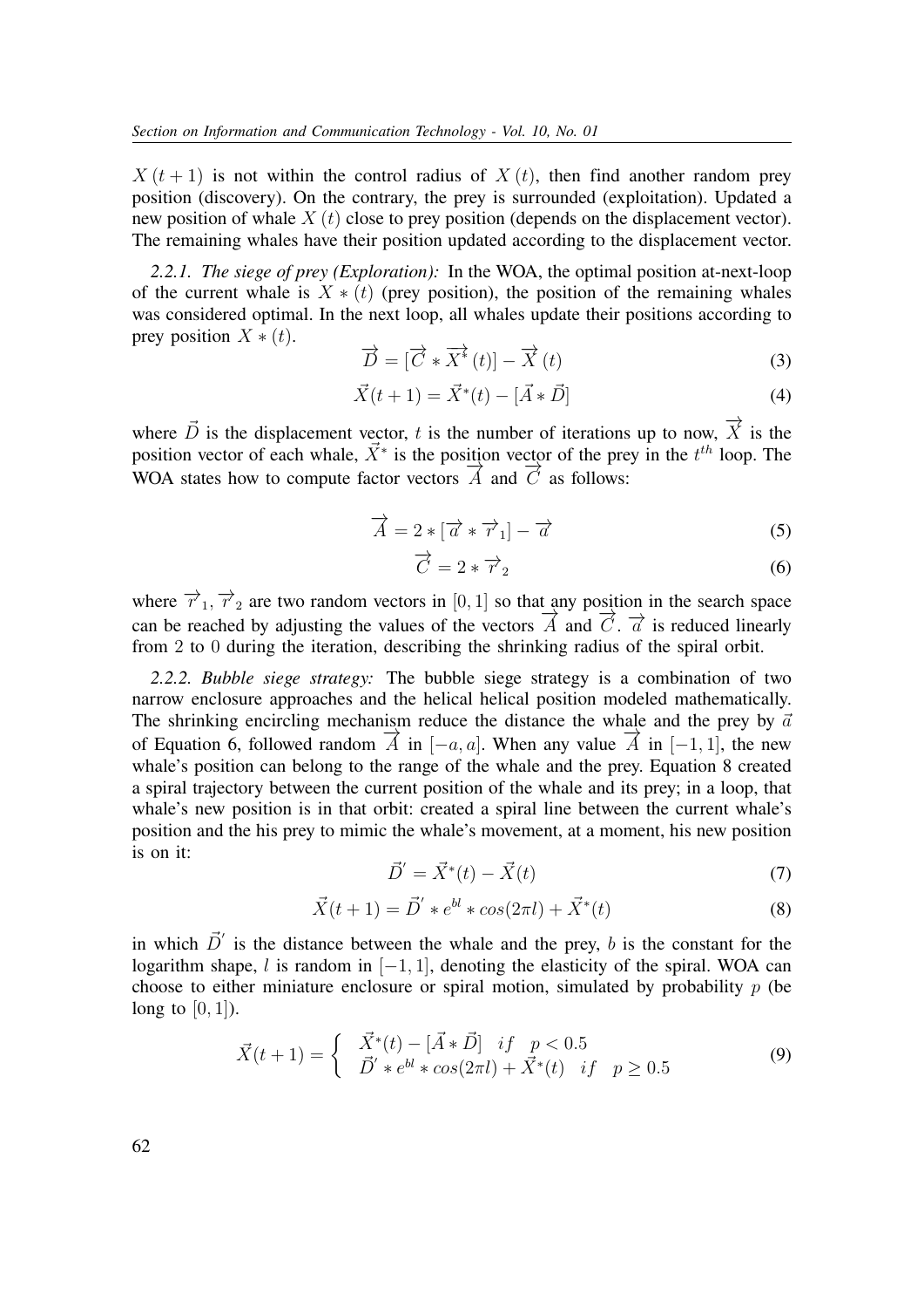$X(t+1)$ is not within the control radius of $X(t)$, then find another random prey position (discovery). On the contrary, the prey is surrounded (exploitation). Updated a new position of whale $X(t)$ close to prey position (depends on the displacement vector). The remaining whales have their position updated according to the displacement vector.

*2.2.1. The siege of prey (Exploration):* In the WOA, the optimal position at-next-loop of the current whale is $X*(t)$ (prey position), the position of the remaining whales was considered optimal. In the next loop, all whales update their positions according to prey position $X*(t)$.

$$\overrightarrow{D} = [\overrightarrow{C} * \overrightarrow{X^*}(t)] - \overrightarrow{X}(t) \tag{3}$$

$$\vec{X}(t+1) = \vec{X}^*(t) - [\vec{A} * \vec{D}] \tag{4}$$

where $\vec{D}$ is the displacement vector, $t$ is the number of iterations up to now, $\overrightarrow{X}$ is the position vector of each whale, $\vec{X}^*$ is the position vector of the prey in the $t^{th}$ loop. The WOA states how to compute factor vectors $\overrightarrow{A}$ and $\overrightarrow{C}$ as follows:

$$\overrightarrow{A} = 2 * [\overrightarrow{a} * \overrightarrow{r}_1] - \overrightarrow{a} \tag{5}$$

$$\overrightarrow{C} = 2 * \overrightarrow{r}_2 \tag{6}$$

where $\overrightarrow{r}_1$, $\overrightarrow{r}_2$ are two random vectors in $[0,1]$ so that any position in the search space can be reached by adjusting the values of the vectors $\overrightarrow{A}$ and $\overrightarrow{C}$. $\overrightarrow{a}$ is reduced linearly from 2 to 0 during the iteration, describing the shrinking radius of the spiral orbit.

*2.2.2. Bubble siege strategy:* The bubble siege strategy is a combination of two narrow enclosure approaches and the helical helical position modeled mathematically. The shrinking encircling mechanism reduce the distance the whale and the prey by $\vec{a}$ of Equation 6, followed random $\overrightarrow{A}$ in $[-a, a]$. When any value $\overrightarrow{A}$ in $[-1, 1]$, the new whale's position can belong to the range of the whale and the prey. Equation 8 created a spiral trajectory between the current position of the whale and its prey; in a loop, that whale's new position is in that orbit: created a spiral line between the current whale's position and the his prey to mimic the whale's movement, at a moment, his new position is on it:

$$\vec{D}' = \vec{X}^*(t) - \vec{X}(t) \tag{7}$$

$$\vec{X}(t+1) = \vec{D}' * e^{bl} * cos(2\pi l) + \vec{X}^*(t) \tag{8}$$

in which $\vec{D}'$ is the distance between the whale and the prey, $b$ is the constant for the logarithm shape, $l$ is random in $[-1, 1]$, denoting the elasticity of the spiral. WOA can choose to either miniature enclosure or spiral motion, simulated by probability $p$ (be long to $[0, 1]$).

$$\vec{X}(t+1) = \begin{cases} \vec{X}^*(t) - [\vec{A} * \vec{D}] & if \quad p < 0.5 \\ \vec{D}' * e^{bl} * cos(2\pi l) + \vec{X}^*(t) & if \quad p \geq 0.5 \end{cases} \tag{9}$$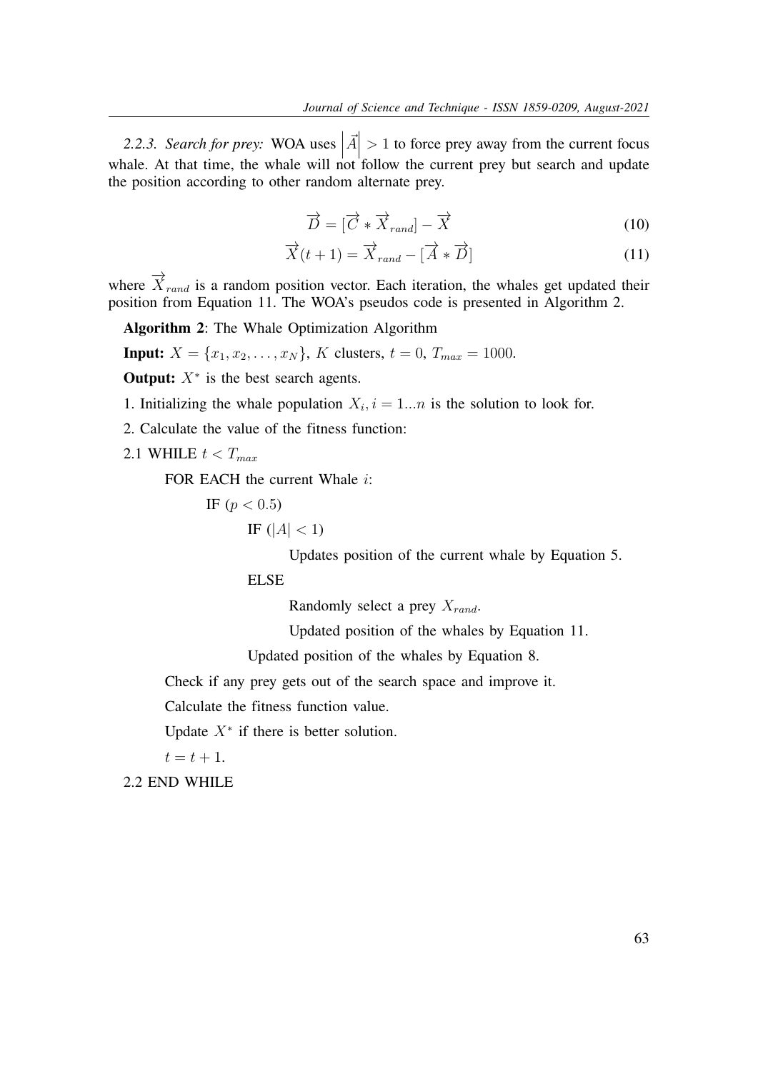*2.2.3. Search for prey:* WOA uses $\left|\vec{A}\right| > 1$ to force prey away from the current focus whale. At that time, the whale will not follow the current prey but search and update the position according to other random alternate prey.

$$\overrightarrow{D} = [\overrightarrow{C} * \overrightarrow{X}_{rand}] - \overrightarrow{X} \tag{10}$$

$$\overrightarrow{X}(t+1) = \overrightarrow{X}_{rand} - [\overrightarrow{A} * \overrightarrow{D}] \tag{11}$$

where $\overrightarrow{X}_{rand}$ is a random position vector. Each iteration, the whales get updated their position from Equation 11. The WOA's pseudos code is presented in Algorithm 2.

**Algorithm 2**: The Whale Optimization Algorithm

**Input:** $X = \{x_1, x_2, \ldots, x_N\}$, $K$ clusters, $t = 0$, $T_{max} = 1000$.

**Output:** $X^*$ is the best search agents.

1. Initializing the whale population $X_i, i = 1...n$ is the solution to look for.

2. Calculate the value of the fitness function:

2.1 WHILE $t < T_{max}$

  FOR EACH the current Whale $i$:

    IF $(p < 0.5)$

      IF $(|A| < 1)$

        Updates position of the current whale by Equation 5.

      ELSE

        Randomly select a prey $X_{rand}$.

        Updated position of the whales by Equation 11.

      Updated position of the whales by Equation 8.

  Check if any prey gets out of the search space and improve it.

  Calculate the fitness function value.

  Update $X^*$ if there is better solution.

  $t = t + 1$.

2.2 END WHILE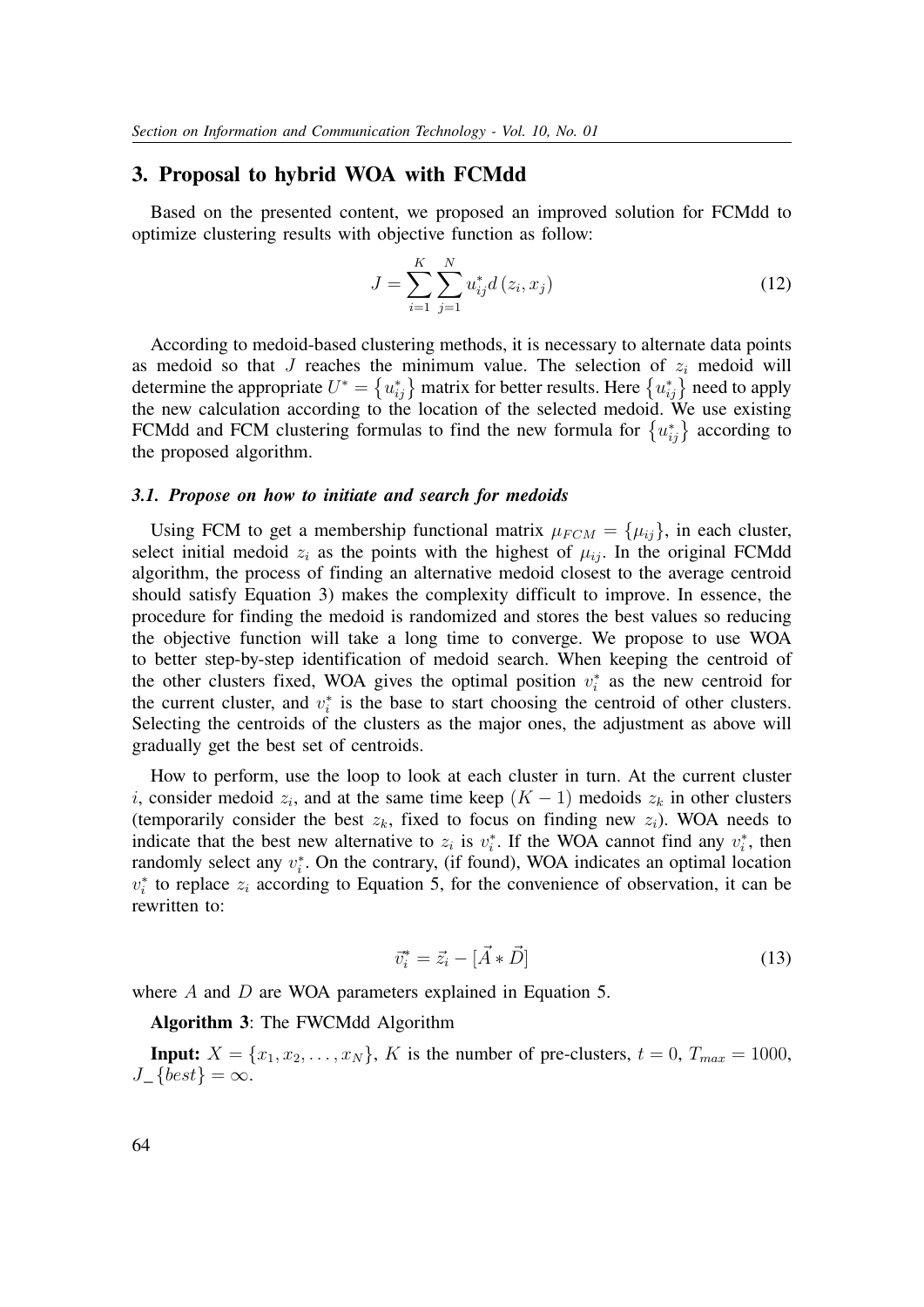## 3. Proposal to hybrid WOA with FCMdd

Based on the presented content, we proposed an improved solution for FCMdd to optimize clustering results with objective function as follow:

$$J = \sum_{i=1}^{K} \sum_{j=1}^{N} u_{ij}^{*} d\left(z_i, x_j\right) \tag{12}$$

According to medoid-based clustering methods, it is necessary to alternate data points as medoid so that $J$ reaches the minimum value. The selection of $z_i$ medoid will determine the appropriate $U^* = \left\{u_{ij}^*\right\}$ matrix for better results. Here $\left\{u_{ij}^*\right\}$ need to apply the new calculation according to the location of the selected medoid. We use existing FCMdd and FCM clustering formulas to find the new formula for $\left\{u_{ij}^*\right\}$ according to the proposed algorithm.

### *3.1. Propose on how to initiate and search for medoids*

Using FCM to get a membership functional matrix $\mu_{FCM} = \{\mu_{ij}\}$, in each cluster, select initial medoid $z_i$ as the points with the highest of $\mu_{ij}$. In the original FCMdd algorithm, the process of finding an alternative medoid closest to the average centroid should satisfy Equation 3) makes the complexity difficult to improve. In essence, the procedure for finding the medoid is randomized and stores the best values so reducing the objective function will take a long time to converge. We propose to use WOA to better step-by-step identification of medoid search. When keeping the centroid of the other clusters fixed, WOA gives the optimal position $v_i^*$ as the new centroid for the current cluster, and $v_i^*$ is the base to start choosing the centroid of other clusters. Selecting the centroids of the clusters as the major ones, the adjustment as above will gradually get the best set of centroids.

How to perform, use the loop to look at each cluster in turn. At the current cluster $i$, consider medoid $z_i$, and at the same time keep $(K-1)$ medoids $z_k$ in other clusters (temporarily consider the best $z_k$, fixed to focus on finding new $z_i$). WOA needs to indicate that the best new alternative to $z_i$ is $v_i^*$. If the WOA cannot find any $v_i^*$, then randomly select any $v_i^*$. On the contrary, (if found), WOA indicates an optimal location $v_i^*$ to replace $z_i$ according to Equation 5, for the convenience of observation, it can be rewritten to:

$$\vec{v_i^*} = \vec{z_i} - [\vec{A} * \vec{D}] \tag{13}$$

where $A$ and $D$ are WOA parameters explained in Equation 5.

**Algorithm 3**: The FWCMdd Algorithm

**Input:** $X = \{x_1, x_2, \ldots, x_N\}$, $K$ is the number of pre-clusters, $t = 0$, $T_{max} = 1000$, $J\_\{best\} = \infty$.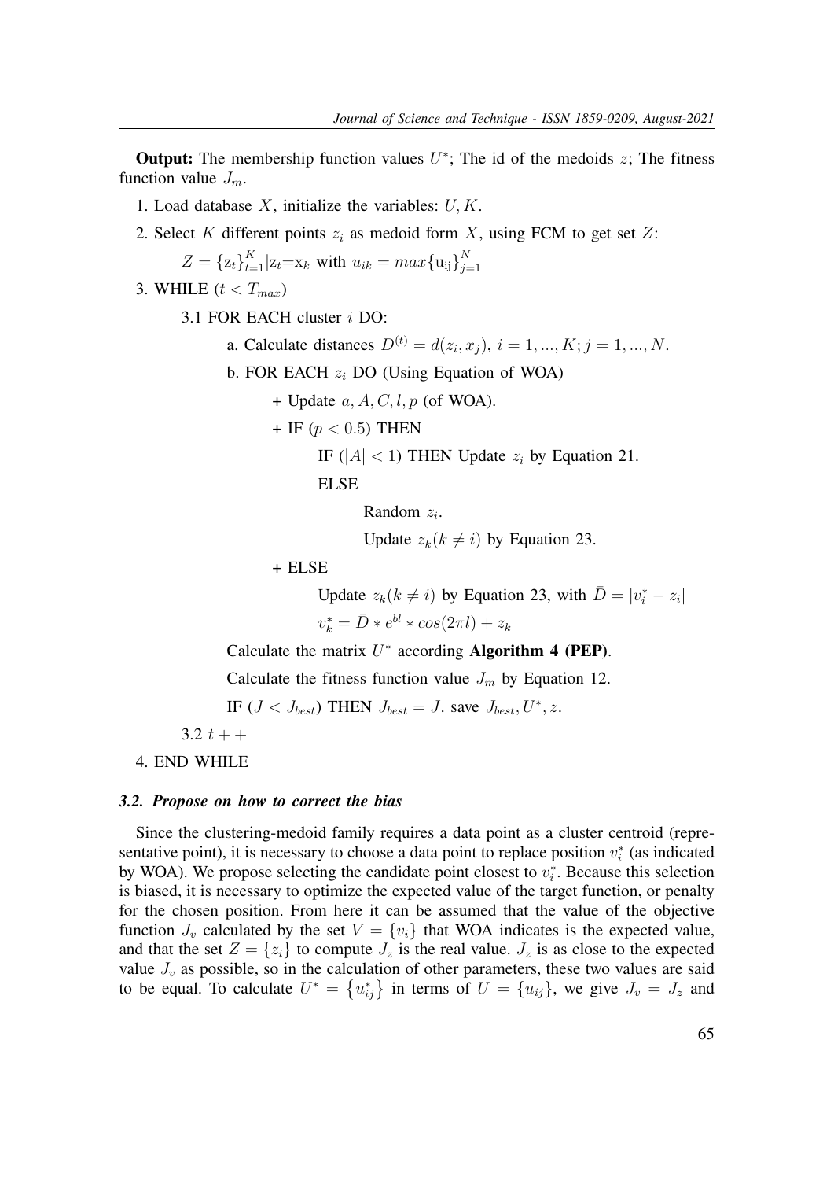**Output:** The membership function values $U^*$; The id of the medoids $z$; The fitness function value $J_m$.

1. Load database $X$, initialize the variables: $U, K$.
2. Select $K$ different points $z_i$ as medoid form $X$, using FCM to get set $Z$:

   $Z = \{z_t\}_{t=1}^{K} | z_t = x_k$ with $u_{ik} = max\{u_{ij}\}_{j=1}^{N}$

3. WHILE ($t < T_{max}$)

   3.1 FOR EACH cluster $i$ DO:

   a. Calculate distances $D^{(t)} = d(z_i, x_j)$, $i = 1, ..., K; j = 1, ..., N$.

   b. FOR EACH $z_i$ DO (Using Equation of WOA)

   + Update $a, A, C, l, p$ (of WOA).

   + IF ($p < 0.5$) THEN

     IF ($|A| < 1$) THEN Update $z_i$ by Equation 21.

     ELSE

     Random $z_i$.

     Update $z_k (k \neq i)$ by Equation 23.

   + ELSE

     Update $z_k (k \neq i)$ by Equation 23, with $\bar{D} = |v_i^* - z_i|$

     $v_k^* = \bar{D} * e^{bl} * cos(2\pi l) + z_k$

   Calculate the matrix $U^*$ according **Algorithm 4 (PEP)**.

   Calculate the fitness function value $J_m$ by Equation 12.

   IF ($J < J_{best}$) THEN $J_{best} = J$. save $J_{best}, U^*, z$.

   3.2 $t++$

4. END WHILE

### *3.2. Propose on how to correct the bias*

Since the clustering-medoid family requires a data point as a cluster centroid (representative point), it is necessary to choose a data point to replace position $v_i^*$ (as indicated by WOA). We propose selecting the candidate point closest to $v_i^*$. Because this selection is biased, it is necessary to optimize the expected value of the target function, or penalty for the chosen position. From here it can be assumed that the value of the objective function $J_v$ calculated by the set $V = \{v_i\}$ that WOA indicates is the expected value, and that the set $Z = \{z_i\}$ to compute $J_z$ is the real value. $J_z$ is as close to the expected value $J_v$ as possible, so in the calculation of other parameters, these two values are said to be equal. To calculate $U^* = \{u_{ij}^*\}$ in terms of $U = \{u_{ij}\}$, we give $J_v = J_z$ and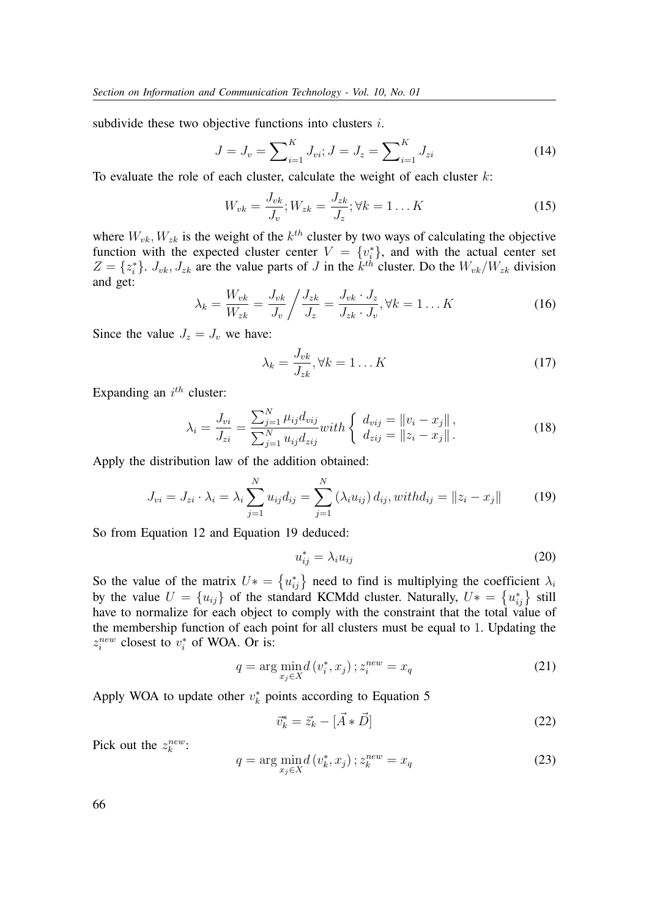subdivide these two objective functions into clusters $i$.

$$J = J_v = \sum\nolimits_{i=1}^{K} J_{vi}; J = J_z = \sum\nolimits_{i=1}^{K} J_{zi} \tag{14}$$

To evaluate the role of each cluster, calculate the weight of each cluster $k$:

$$W_{vk} = \frac{J_{vk}}{J_v}; W_{zk} = \frac{J_{zk}}{J_z}; \forall k = 1 \dots K \tag{15}$$

where $W_{vk}, W_{zk}$ is the weight of the $k^{th}$ cluster by two ways of calculating the objective function with the expected cluster center $V = \{v_i^*\}$, and with the actual center set $Z = \{z_i^*\}$. $J_{vk}, J_{zk}$ are the value parts of $J$ in the $k^{th}$ cluster. Do the $W_{vk}/W_{zk}$ division and get:

$$\lambda_k = \frac{W_{vk}}{W_{zk}} = \frac{J_{vk}}{J_v} \bigg/ \frac{J_{zk}}{J_z} = \frac{J_{vk} \cdot J_z}{J_{zk} \cdot J_v}, \forall k = 1 \dots K \tag{16}$$

Since the value $J_z = J_v$ we have:

$$\lambda_k = \frac{J_{vk}}{J_{zk}}, \forall k = 1 \dots K \tag{17}$$

Expanding an $i^{th}$ cluster:

$$\lambda_i = \frac{J_{vi}}{J_{zi}} = \frac{\sum_{j=1}^{N} \mu_{ij} d_{vij}}{\sum_{j=1}^{N} u_{ij} d_{zij}} with \begin{cases} d_{vij} = \|v_i - x_j\|, \\ d_{zij} = \|z_i - x_j\|. \end{cases} \tag{18}$$

Apply the distribution law of the addition obtained:

$$J_{vi} = J_{zi} \cdot \lambda_i = \lambda_i \sum_{j=1}^{N} u_{ij} d_{ij} = \sum_{j=1}^{N} (\lambda_i u_{ij}) d_{ij}, with d_{ij} = \|z_i - x_j\| \tag{19}$$

So from Equation 12 and Equation 19 deduced:

$$u_{ij}^* = \lambda_i u_{ij} \tag{20}$$

So the value of the matrix $U* = \{u_{ij}^*\}$ need to find is multiplying the coefficient $\lambda_i$ by the value $U = \{u_{ij}\}$ of the standard KCMdd cluster. Naturally, $U* = \{u_{ij}^*\}$ still have to normalize for each object to comply with the constraint that the total value of the membership function of each point for all clusters must be equal to 1. Updating the $z_i^{new}$ closest to $v_i^*$ of WOA. Or is:

$$q = \arg\min_{x_j \in X} d(v_i^*, x_j); z_i^{new} = x_q \tag{21}$$

Apply WOA to update other $v_k^*$ points according to Equation 5

$$\vec{v}_k^* = \vec{z}_k - [\vec{A} * \vec{D}] \tag{22}$$

Pick out the $z_k^{new}$:

$$q = \arg\min_{x_j \in X} d(v_k^*, x_j); z_k^{new} = x_q \tag{23}$$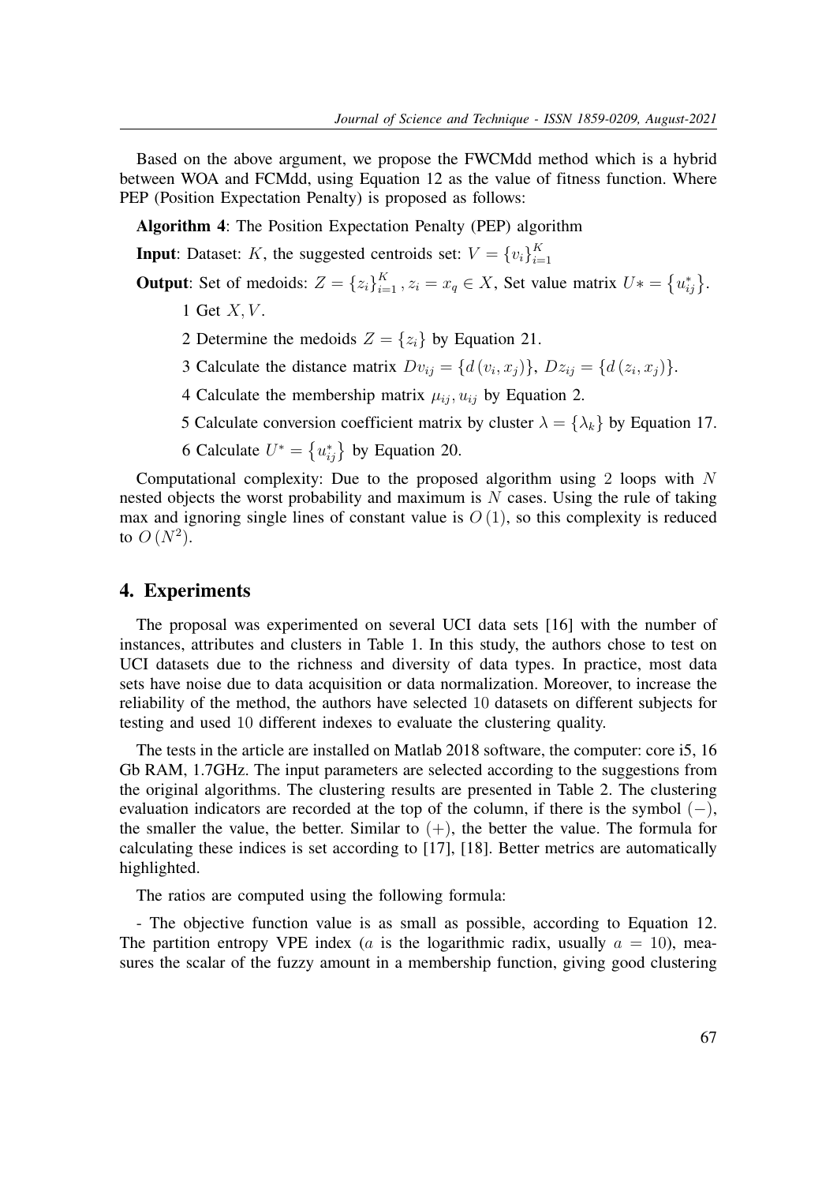Based on the above argument, we propose the FWCMdd method which is a hybrid between WOA and FCMdd, using Equation 12 as the value of fitness function. Where PEP (Position Expectation Penalty) is proposed as follows:

**Algorithm 4**: The Position Expectation Penalty (PEP) algorithm

**Input**: Dataset: $K$, the suggested centroids set: $V = \{v_i\}_{i=1}^{K}$

**Output**: Set of medoids: $Z = \{z_i\}_{i=1}^{K}, z_i = x_q \in X$, Set value matrix $U* = \{u_{ij}^*\}$.

1 Get $X, V$.

2 Determine the medoids $Z = \{z_i\}$ by Equation 21.

3 Calculate the distance matrix $Dv_{ij} = \{d(v_i, x_j)\}$, $Dz_{ij} = \{d(z_i, x_j)\}$.

4 Calculate the membership matrix $\mu_{ij}, u_{ij}$ by Equation 2.

5 Calculate conversion coefficient matrix by cluster $\lambda = \{\lambda_k\}$ by Equation 17.

6 Calculate $U^* = \{u_{ij}^*\}$ by Equation 20.

Computational complexity: Due to the proposed algorithm using 2 loops with $N$ nested objects the worst probability and maximum is $N$ cases. Using the rule of taking max and ignoring single lines of constant value is $O(1)$, so this complexity is reduced to $O(N^2)$.

## 4. Experiments

The proposal was experimented on several UCI data sets [16] with the number of instances, attributes and clusters in Table 1. In this study, the authors chose to test on UCI datasets due to the richness and diversity of data types. In practice, most data sets have noise due to data acquisition or data normalization. Moreover, to increase the reliability of the method, the authors have selected 10 datasets on different subjects for testing and used 10 different indexes to evaluate the clustering quality.

The tests in the article are installed on Matlab 2018 software, the computer: core i5, 16 Gb RAM, 1.7GHz. The input parameters are selected according to the suggestions from the original algorithms. The clustering results are presented in Table 2. The clustering evaluation indicators are recorded at the top of the column, if there is the symbol $(-)$, the smaller the value, the better. Similar to $(+)$, the better the value. The formula for calculating these indices is set according to [17], [18]. Better metrics are automatically highlighted.

The ratios are computed using the following formula:

- The objective function value is as small as possible, according to Equation 12. The partition entropy VPE index ($a$ is the logarithmic radix, usually $a = 10$), measures the scalar of the fuzzy amount in a membership function, giving good clustering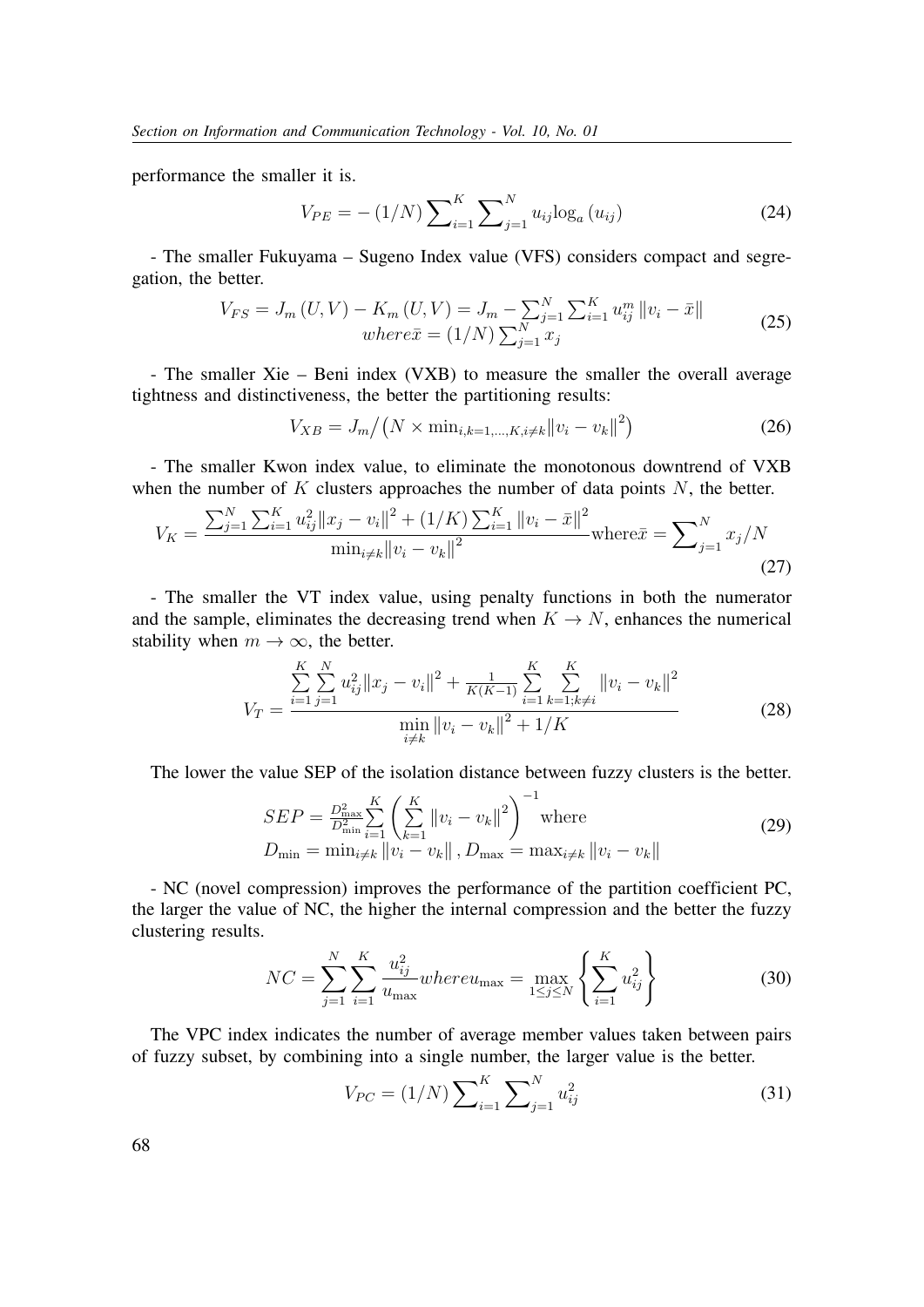performance the smaller it is.

$$V_{PE} = -(1/N)\sum_{i=1}^{K}\sum_{j=1}^{N} u_{ij}\log_a(u_{ij}) \tag{24}$$

- The smaller Fukuyama – Sugeno Index value (VFS) considers compact and segregation, the better.

$$\begin{gathered} V_{FS} = J_m(U,V) - K_m(U,V) = J_m - \sum_{j=1}^{N}\sum_{i=1}^{K} u_{ij}^m \|v_i - \bar{x}\| \\ where \bar{x} = (1/N)\sum_{j=1}^{N} x_j \end{gathered} \tag{25}$$

- The smaller Xie – Beni index (VXB) to measure the smaller the overall average tightness and distinctiveness, the better the partitioning results:

$$V_{XB} = J_m \big/ \left(N \times \min_{i,k=1,\ldots,K, i\neq k}\|v_i - v_k\|^2\right) \tag{26}$$

- The smaller Kwon index value, to eliminate the monotonous downtrend of VXB when the number of $K$ clusters approaches the number of data points $N$, the better.

$$V_K = \frac{\sum_{j=1}^{N}\sum_{i=1}^{K} u_{ij}^2\|x_j - v_i\|^2 + (1/K)\sum_{i=1}^{K}\|v_i - \bar{x}\|^2}{\min_{i\neq k}\|v_i - v_k\|^2} \text{where} \bar{x} = \sum_{j=1}^{N} x_j/N \tag{27}$$

- The smaller the VT index value, using penalty functions in both the numerator and the sample, eliminates the decreasing trend when $K \to N$, enhances the numerical stability when $m \to \infty$, the better.

$$V_T = \frac{\sum_{i=1}^{K}\sum_{j=1}^{N} u_{ij}^2\|x_j - v_i\|^2 + \frac{1}{K(K-1)}\sum_{i=1}^{K}\sum_{k=1;k\neq i}^{K}\|v_i - v_k\|^2}{\min_{i\neq k}\|v_i - v_k\|^2 + 1/K} \tag{28}$$

The lower the value SEP of the isolation distance between fuzzy clusters is the better.

$$\begin{gathered} SEP = \frac{D_{\max}^2}{D_{\min}^2}\sum_{i=1}^{K}\left(\sum_{k=1}^{K}\|v_i - v_k\|^2\right)^{-1} \text{where} \\ D_{\min} = \min_{i\neq k}\|v_i - v_k\|, D_{\max} = \max_{i\neq k}\|v_i - v_k\| \end{gathered} \tag{29}$$

- NC (novel compression) improves the performance of the partition coefficient PC, the larger the value of NC, the higher the internal compression and the better the fuzzy clustering results.

$$NC = \sum_{j=1}^{N}\sum_{i=1}^{K}\frac{u_{ij}^2}{u_{\max}} where u_{\max} = \max_{1\leq j\leq N}\left\{\sum_{i=1}^{K} u_{ij}^2\right\} \tag{30}$$

The VPC index indicates the number of average member values taken between pairs of fuzzy subset, by combining into a single number, the larger value is the better.

$$V_{PC} = (1/N)\sum_{i=1}^{K}\sum_{j=1}^{N} u_{ij}^2 \tag{31}$$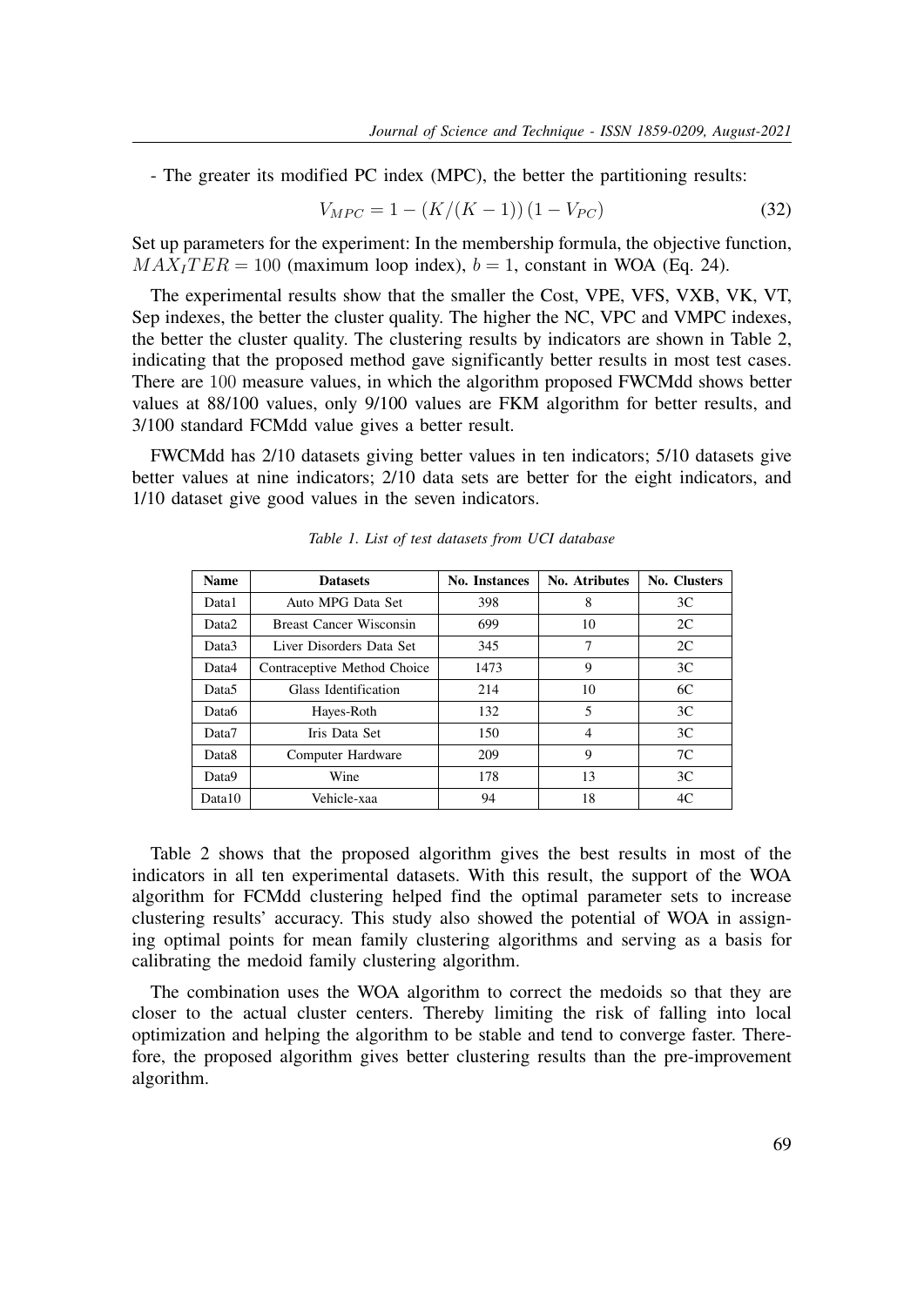- The greater its modified PC index (MPC), the better the partitioning results:

$$V_{MPC} = 1 - (K/(K-1))(1 - V_{PC}) \tag{32}$$

Set up parameters for the experiment: In the membership formula, the objective function, $MAX_ITER = 100$ (maximum loop index), $b = 1$, constant in WOA (Eq. 24).

The experimental results show that the smaller the Cost, VPE, VFS, VXB, VK, VT, Sep indexes, the better the cluster quality. The higher the NC, VPC and VMPC indexes, the better the cluster quality. The clustering results by indicators are shown in Table 2, indicating that the proposed method gave significantly better results in most test cases. There are $100$ measure values, in which the algorithm proposed FWCMdd shows better values at 88/100 values, only 9/100 values are FKM algorithm for better results, and 3/100 standard FCMdd value gives a better result.

FWCMdd has 2/10 datasets giving better values in ten indicators; 5/10 datasets give better values at nine indicators; 2/10 data sets are better for the eight indicators, and 1/10 dataset give good values in the seven indicators.

*Table 1. List of test datasets from UCI database*

| Name | Datasets | No. Instances | No. Atributes | No. Clusters |
|---|---|---|---|---|
| Data1 | Auto MPG Data Set | 398 | 8 | 3C |
| Data2 | Breast Cancer Wisconsin | 699 | 10 | 2C |
| Data3 | Liver Disorders Data Set | 345 | 7 | 2C |
| Data4 | Contraceptive Method Choice | 1473 | 9 | 3C |
| Data5 | Glass Identification | 214 | 10 | 6C |
| Data6 | Hayes-Roth | 132 | 5 | 3C |
| Data7 | Iris Data Set | 150 | 4 | 3C |
| Data8 | Computer Hardware | 209 | 9 | 7C |
| Data9 | Wine | 178 | 13 | 3C |
| Data10 | Vehicle-xaa | 94 | 18 | 4C |

Table 2 shows that the proposed algorithm gives the best results in most of the indicators in all ten experimental datasets. With this result, the support of the WOA algorithm for FCMdd clustering helped find the optimal parameter sets to increase clustering results' accuracy. This study also showed the potential of WOA in assigning optimal points for mean family clustering algorithms and serving as a basis for calibrating the medoid family clustering algorithm.

The combination uses the WOA algorithm to correct the medoids so that they are closer to the actual cluster centers. Thereby limiting the risk of falling into local optimization and helping the algorithm to be stable and tend to converge faster. Therefore, the proposed algorithm gives better clustering results than the pre-improvement algorithm.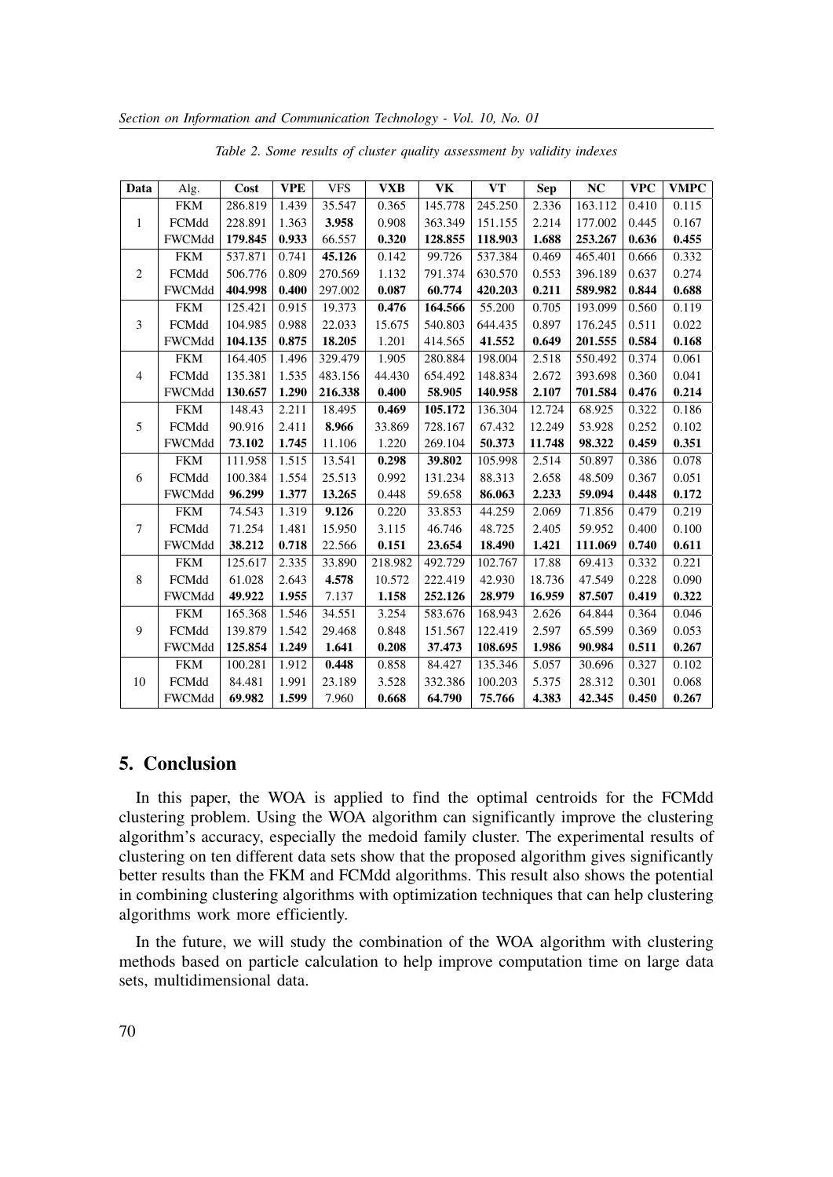*Table 2. Some results of cluster quality assessment by validity indexes*

| Data | Alg. | Cost | VPE | VFS | VXB | VK | VT | Sep | NC | VPC | VMPC |
|---|---|---|---|---|---|---|---|---|---|---|---|
| 1 | FKM | 286.819 | 1.439 | 35.547 | 0.365 | 145.778 | 245.250 | 2.336 | 163.112 | 0.410 | 0.115 |
| | FCMdd | 228.891 | 1.363 | **3.958** | 0.908 | 363.349 | 151.155 | 2.214 | 177.002 | 0.445 | 0.167 |
| | FWCMdd | **179.845** | **0.933** | 66.557 | **0.320** | **128.855** | **118.903** | **1.688** | **253.267** | **0.636** | **0.455** |
| 2 | FKM | 537.871 | 0.741 | **45.126** | 0.142 | 99.726 | 537.384 | 0.469 | 465.401 | 0.666 | 0.332 |
| | FCMdd | 506.776 | 0.809 | 270.569 | 1.132 | 791.374 | 630.570 | 0.553 | 396.189 | 0.637 | 0.274 |
| | FWCMdd | **404.998** | **0.400** | 297.002 | **0.087** | **60.774** | **420.203** | **0.211** | **589.982** | **0.844** | **0.688** |
| 3 | FKM | 125.421 | 0.915 | 19.373 | **0.476** | **164.566** | 55.200 | 0.705 | 193.099 | 0.560 | 0.119 |
| | FCMdd | 104.985 | 0.988 | 22.033 | 15.675 | 540.803 | 644.435 | 0.897 | 176.245 | 0.511 | 0.022 |
| | FWCMdd | **104.135** | **0.875** | **18.205** | 1.201 | 414.565 | **41.552** | **0.649** | **201.555** | **0.584** | **0.168** |
| 4 | FKM | 164.405 | 1.496 | 329.479 | 1.905 | 280.884 | 198.004 | 2.518 | 550.492 | 0.374 | 0.061 |
| | FCMdd | 135.381 | 1.535 | 483.156 | 44.430 | 654.492 | 148.834 | 2.672 | 393.698 | 0.360 | 0.041 |
| | FWCMdd | **130.657** | **1.290** | **216.338** | **0.400** | **58.905** | **140.958** | **2.107** | **701.584** | **0.476** | **0.214** |
| 5 | FKM | 148.43 | 2.211 | 18.495 | **0.469** | **105.172** | 136.304 | 12.724 | 68.925 | 0.322 | 0.186 |
| | FCMdd | 90.916 | 2.411 | **8.966** | 33.869 | 728.167 | 67.432 | 12.249 | 53.928 | 0.252 | 0.102 |
| | FWCMdd | **73.102** | **1.745** | 11.106 | 1.220 | 269.104 | **50.373** | **11.748** | **98.322** | **0.459** | **0.351** |
| 6 | FKM | 111.958 | 1.515 | 13.541 | **0.298** | **39.802** | 105.998 | 2.514 | 50.897 | 0.386 | 0.078 |
| | FCMdd | 100.384 | 1.554 | 25.513 | 0.992 | 131.234 | 88.313 | 2.658 | 48.509 | 0.367 | 0.051 |
| | FWCMdd | **96.299** | **1.377** | **13.265** | 0.448 | 59.658 | **86.063** | **2.233** | **59.094** | **0.448** | **0.172** |
| 7 | FKM | 74.543 | 1.319 | **9.126** | 0.220 | 33.853 | 44.259 | 2.069 | 71.856 | 0.479 | 0.219 |
| | FCMdd | 71.254 | 1.481 | 15.950 | 3.115 | 46.746 | 48.725 | 2.405 | 59.952 | 0.400 | 0.100 |
| | FWCMdd | **38.212** | **0.718** | 22.566 | **0.151** | **23.654** | **18.490** | **1.421** | **111.069** | **0.740** | **0.611** |
| 8 | FKM | 125.617 | 2.335 | 33.890 | 218.982 | 492.729 | 102.767 | 17.88 | 69.413 | 0.332 | 0.221 |
| | FCMdd | 61.028 | 2.643 | **4.578** | 10.572 | 222.419 | 42.930 | 18.736 | 47.549 | 0.228 | 0.090 |
| | FWCMdd | **49.922** | **1.955** | 7.137 | **1.158** | **252.126** | **28.979** | **16.959** | **87.507** | **0.419** | **0.322** |
| 9 | FKM | 165.368 | 1.546 | 34.551 | 3.254 | 583.676 | 168.943 | 2.626 | 64.844 | 0.364 | 0.046 |
| | FCMdd | 139.879 | 1.542 | 29.468 | 0.848 | 151.567 | 122.419 | 2.597 | 65.599 | 0.369 | 0.053 |
| | FWCMdd | **125.854** | **1.249** | **1.641** | **0.208** | **37.473** | **108.695** | **1.986** | **90.984** | **0.511** | **0.267** |
| 10 | FKM | 100.281 | 1.912 | **0.448** | 0.858 | 84.427 | 135.346 | 5.057 | 30.696 | 0.327 | 0.102 |
| | FCMdd | 84.481 | 1.991 | 23.189 | 3.528 | 332.386 | 100.203 | 5.375 | 28.312 | 0.301 | 0.068 |
| | FWCMdd | **69.982** | **1.599** | 7.960 | **0.668** | **64.790** | **75.766** | **4.383** | **42.345** | **0.450** | **0.267** |

## 5. Conclusion

In this paper, the WOA is applied to find the optimal centroids for the FCMdd clustering problem. Using the WOA algorithm can significantly improve the clustering algorithm's accuracy, especially the medoid family cluster. The experimental results of clustering on ten different data sets show that the proposed algorithm gives significantly better results than the FKM and FCMdd algorithms. This result also shows the potential in combining clustering algorithms with optimization techniques that can help clustering algorithms work more efficiently.

In the future, we will study the combination of the WOA algorithm with clustering methods based on particle calculation to help improve computation time on large data sets, multidimensional data.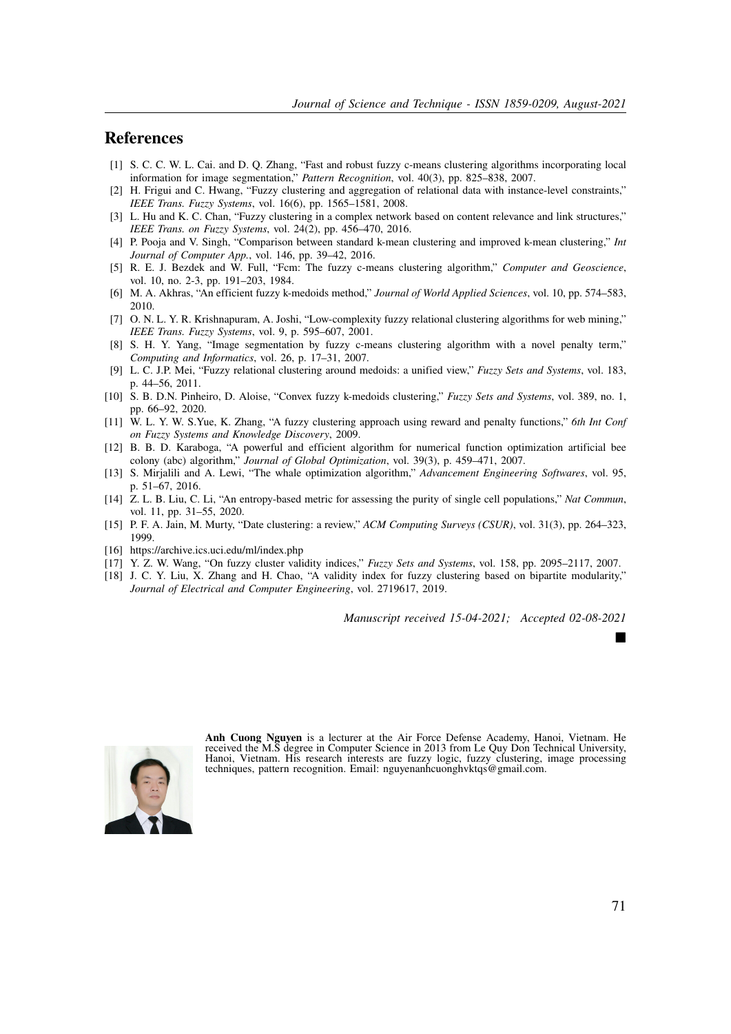## References

[1] S. C. C. W. L. Cai. and D. Q. Zhang, "Fast and robust fuzzy c-means clustering algorithms incorporating local information for image segmentation," *Pattern Recognition*, vol. 40(3), pp. 825–838, 2007.

[2] H. Frigui and C. Hwang, "Fuzzy clustering and aggregation of relational data with instance-level constraints," *IEEE Trans. Fuzzy Systems*, vol. 16(6), pp. 1565–1581, 2008.

[3] L. Hu and K. C. Chan, "Fuzzy clustering in a complex network based on content relevance and link structures," *IEEE Trans. on Fuzzy Systems*, vol. 24(2), pp. 456–470, 2016.

[4] P. Pooja and V. Singh, "Comparison between standard k-mean clustering and improved k-mean clustering," *Int Journal of Computer App.*, vol. 146, pp. 39–42, 2016.

[5] R. E. J. Bezdek and W. Full, "Fcm: The fuzzy c-means clustering algorithm," *Computer and Geoscience*, vol. 10, no. 2-3, pp. 191–203, 1984.

[6] M. A. Akhras, "An efficient fuzzy k-medoids method," *Journal of World Applied Sciences*, vol. 10, pp. 574–583, 2010.

[7] O. N. L. Y. R. Krishnapuram, A. Joshi, "Low-complexity fuzzy relational clustering algorithms for web mining," *IEEE Trans. Fuzzy Systems*, vol. 9, p. 595–607, 2001.

[8] S. H. Y. Yang, "Image segmentation by fuzzy c-means clustering algorithm with a novel penalty term," *Computing and Informatics*, vol. 26, p. 17–31, 2007.

[9] L. C. J.P. Mei, "Fuzzy relational clustering around medoids: a unified view," *Fuzzy Sets and Systems*, vol. 183, p. 44–56, 2011.

[10] S. B. D.N. Pinheiro, D. Aloise, "Convex fuzzy k-medoids clustering," *Fuzzy Sets and Systems*, vol. 389, no. 1, pp. 66–92, 2020.

[11] W. L. Y. W. S.Yue, K. Zhang, "A fuzzy clustering approach using reward and penalty functions," *6th Int Conf on Fuzzy Systems and Knowledge Discovery*, 2009.

[12] B. B. D. Karaboga, "A powerful and efficient algorithm for numerical function optimization artificial bee colony (abc) algorithm," *Journal of Global Optimization*, vol. 39(3), p. 459–471, 2007.

[13] S. Mirjalili and A. Lewi, "The whale optimization algorithm," *Advancement Engineering Softwares*, vol. 95, p. 51–67, 2016.

[14] Z. L. B. Liu, C. Li, "An entropy-based metric for assessing the purity of single cell populations," *Nat Commun*, vol. 11, pp. 31–55, 2020.

[15] P. F. A. Jain, M. Murty, "Date clustering: a review," *ACM Computing Surveys (CSUR)*, vol. 31(3), pp. 264–323, 1999.

[16] https://archive.ics.uci.edu/ml/index.php

[17] Y. Z. W. Wang, "On fuzzy cluster validity indices," *Fuzzy Sets and Systems*, vol. 158, pp. 2095–2117, 2007.

[18] J. C. Y. Liu, X. Zhang and H. Chao, "A validity index for fuzzy clustering based on bipartite modularity," *Journal of Electrical and Computer Engineering*, vol. 2719617, 2019.

*Manuscript received 15-04-2021; Accepted 02-08-2021*

■

**Anh Cuong Nguyen** is a lecturer at the Air Force Defense Academy, Hanoi, Vietnam. He received the M.S degree in Computer Science in 2013 from Le Quy Don Technical University, Hanoi, Vietnam. His research interests are fuzzy logic, fuzzy clustering, image processing techniques, pattern recognition. Email: nguyenanhcuonghvktqs@gmail.com.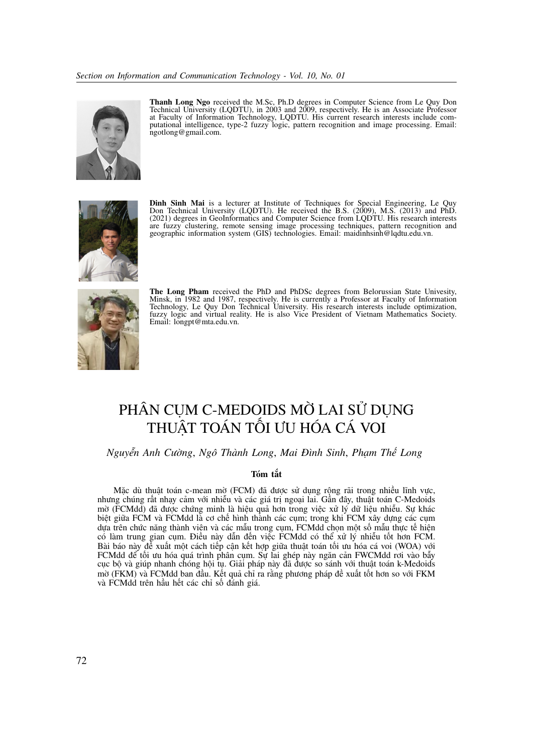**Thanh Long Ngo** received the M.Sc, Ph.D degrees in Computer Science from Le Quy Don Technical University (LQDTU), in 2003 and 2009, respectively. He is an Associate Professor at Faculty of Information Technology, LQDTU. His current research interests include computational intelligence, type-2 fuzzy logic, pattern recognition and image processing. Email: ngotlong@gmail.com.

**Dinh Sinh Mai** is a lecturer at Institute of Techniques for Special Engineering, Le Quy Don Technical University (LQDTU). He received the B.S. (2009), M.S. (2013) and PhD. (2021) degrees in GeoInformatics and Computer Science from LQDTU. His research interests are fuzzy clustering, remote sensing image processing techniques, pattern recognition and geographic information system (GIS) technologies. Email: maidinhsinh@lqdtu.edu.vn.

**The Long Pham** received the PhD and PhDSc degrees from Belorussian State Univesity, Minsk, in 1982 and 1987, respectively. He is currently a Professor at Faculty of Information Technology, Le Quy Don Technical University. His research interests include optimization, fuzzy logic and virtual reality. He is also Vice President of Vietnam Mathematics Society. Email: longpt@mta.edu.vn.

# PHÂN CỤM C-MEDOIDS MỜ LAI SỬ DỤNG THUẬT TOÁN TỐI ƯU HÓA CÁ VOI

*Nguyễn Anh Cường*, *Ngô Thành Long*, *Mai Đình Sinh*, *Phạm Thế Long*

**Tóm tắt**

Mặc dù thuật toán c-mean mờ (FCM) đã được sử dụng rộng rãi trong nhiều lĩnh vực, nhưng chúng rất nhạy cảm với nhiễu và các giá trị ngoại lai. Gần đây, thuật toán C-Medoids mờ (FCMdd) đã được chứng minh là hiệu quả hơn trong việc xử lý dữ liệu nhiễu. Sự khác biệt giữa FCM và FCMdd là cơ chế hình thành các cụm; trong khi FCM xây dựng các cụm dựa trên chức năng thành viên và các mẫu trong cụm, FCMdd chọn một số mẫu thực tế hiện có làm trung gian cụm. Điều này dẫn đến việc FCMdd có thể xử lý nhiễu tốt hơn FCM. Bài báo này đề xuất một cách tiếp cận kết hợp giữa thuật toán tối ưu hóa cá voi (WOA) với FCMdd để tối ưu hóa quá trình phân cụm. Sự lai ghép này ngăn cản FWCMdd rơi vào bẫy cục bộ và giúp nhanh chóng hội tụ. Giải pháp này đã được so sánh với thuật toán k-Medoids mờ (FKM) và FCMdd ban đầu. Kết quả chỉ ra rằng phương pháp đề xuất tốt hơn so với FKM và FCMdd trên hầu hết các chỉ số đánh giá.